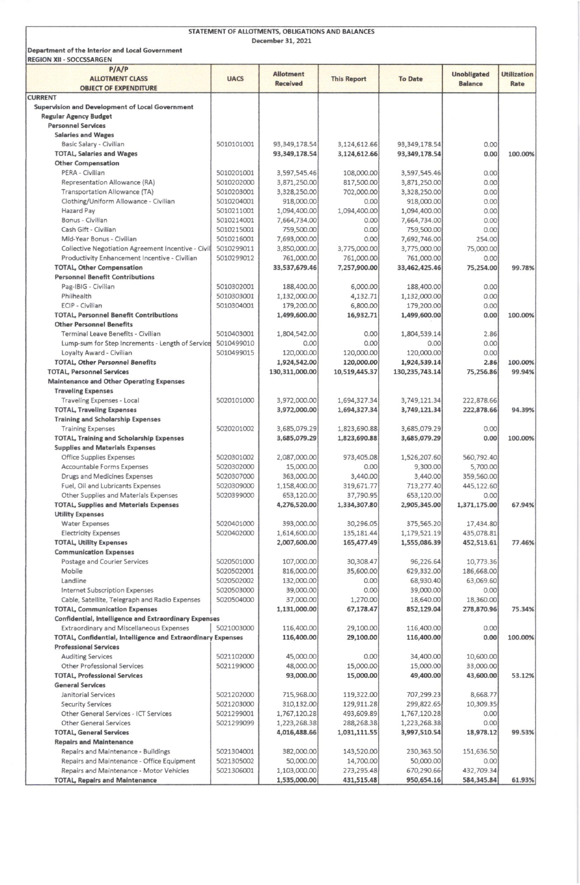# STATEMENT OF ALLOTMENTS, OBLIGATIONS AND BALANCES

December 31, 2021

Department of the Interior and Local Government
REGION XII - SOCCSSARGEN

| P/A/P ALLOTMENT CLASS OBJECT OF EXPENDITURE | UACS | Allotment Received | This Report | To Date | Unobligated Balance | Utilization Rate |
|---|---|---|---|---|---|---|
| **CURRENT** | | | | | | |
| **Supervision and Development of Local Government** | | | | | | |
| **Regular Agency Budget** | | | | | | |
| **Personnel Services** | | | | | | |
| **Salaries and Wages** | | | | | | |
| Basic Salary - Civilian | 5010101001 | 93,349,178.54 | 3,124,612.66 | 93,349,178.54 | 0.00 | |
| **TOTAL, Salaries and Wages** | | **93,349,178.54** | **3,124,612.66** | **93,349,178.54** | **0.00** | **100.00%** |
| **Other Compensation** | | | | | | |
| PERA - Civilian | 5010201001 | 3,597,545.46 | 108,000.00 | 3,597,545.46 | 0.00 | |
| Representation Allowance (RA) | 5010202000 | 3,871,250.00 | 817,500.00 | 3,871,250.00 | 0.00 | |
| Transportation Allowance (TA) | 5010203001 | 3,328,250.00 | 702,000.00 | 3,328,250.00 | 0.00 | |
| Clothing/Uniform Allowance - Civilian | 5010204001 | 918,000.00 | 0.00 | 918,000.00 | 0.00 | |
| Hazard Pay | 5010211001 | 1,094,400.00 | 1,094,400.00 | 1,094,400.00 | 0.00 | |
| Bonus - Civilian | 5010214001 | 7,664,734.00 | 0.00 | 7,664,734.00 | 0.00 | |
| Cash Gift - Civilian | 5010215001 | 759,500.00 | 0.00 | 759,500.00 | 0.00 | |
| Mid-Year Bonus - Civilian | 5010216001 | 7,693,000.00 | 0.00 | 7,692,746.00 | 254.00 | |
| Collective Negotiation Agreement Incentive - Civil | 5010299011 | 3,850,000.00 | 3,775,000.00 | 3,775,000.00 | 75,000.00 | |
| Productivity Enhancement Incentive - Civilian | 5010299012 | 761,000.00 | 761,000.00 | 761,000.00 | 0.00 | |
| **TOTAL, Other Compensation** | | **33,537,679.46** | **7,257,900.00** | **33,462,425.46** | **75,254.00** | **99.78%** |
| **Personnel Benefit Contributions** | | | | | | |
| Pag-IBIG - Civilian | 5010302001 | 188,400.00 | 6,000.00 | 188,400.00 | 0.00 | |
| PhilHealth | 5010303001 | 1,132,000.00 | 4,132.71 | 1,132,000.00 | 0.00 | |
| ECIP - Civilian | 5010304001 | 179,200.00 | 6,800.00 | 179,200.00 | 0.00 | |
| **TOTAL, Personnel Benefit Contributions** | | **1,499,600.00** | **16,932.71** | **1,499,600.00** | **0.00** | **100.00%** |
| **Other Personnel Benefits** | | | | | | |
| Terminal Leave Benefits - Civilian | 5010403001 | 1,804,542.00 | 0.00 | 1,804,539.14 | 2.86 | |
| Lump-sum for Step Increments - Length of Service | 5010499010 | 0.00 | 0.00 | 0.00 | 0.00 | |
| Loyalty Award - Civilian | 5010499015 | 120,000.00 | 120,000.00 | 120,000.00 | 0.00 | |
| **TOTAL, Other Personnel Benefits** | | **1,924,542.00** | **120,000.00** | **1,924,539.14** | **2.86** | **100.00%** |
| **TOTAL, Personnel Services** | | **130,311,000.00** | **10,519,445.37** | **130,235,743.14** | **75,256.86** | **99.94%** |
| **Maintenance and Other Operating Expenses** | | | | | | |
| **Traveling Expenses** | | | | | | |
| Traveling Expenses - Local | 5020101000 | 3,972,000.00 | 1,694,327.34 | 3,749,121.34 | 222,878.66 | |
| **TOTAL, Traveling Expenses** | | **3,972,000.00** | **1,694,327.34** | **3,749,121.34** | **222,878.66** | **94.39%** |
| **Training and Scholarship Expenses** | | | | | | |
| Training Expenses | 5020201002 | 3,685,079.29 | 1,823,690.88 | 3,685,079.29 | 0.00 | |
| **TOTAL, Training and Scholarship Expenses** | | **3,685,079.29** | **1,823,690.88** | **3,685,079.29** | **0.00** | **100.00%** |
| **Supplies and Materials Expenses** | | | | | | |
| Office Supplies Expenses | 5020301002 | 2,087,000.00 | 973,405.08 | 1,526,207.60 | 560,792.40 | |
| Accountable Forms Expenses | 5020302000 | 15,000.00 | 0.00 | 9,300.00 | 5,700.00 | |
| Drugs and Medicines Expenses | 5020307000 | 363,000.00 | 3,440.00 | 3,440.00 | 359,560.00 | |
| Fuel, Oil and Lubricants Expenses | 5020309000 | 1,158,400.00 | 319,671.77 | 713,277.40 | 445,122.60 | |
| Other Supplies and Materials Expenses | 5020399000 | 653,120.00 | 37,790.95 | 653,120.00 | 0.00 | |
| **TOTAL, Supplies and Materials Expenses** | | **4,276,520.00** | **1,334,307.80** | **2,905,345.00** | **1,371,175.00** | **67.94%** |
| **Utility Expenses** | | | | | | |
| Water Expenses | 5020401000 | 393,000.00 | 30,296.05 | 375,565.20 | 17,434.80 | |
| Electricity Expenses | 5020402000 | 1,614,600.00 | 135,181.44 | 1,179,521.19 | 435,078.81 | |
| **TOTAL, Utility Expenses** | | **2,007,600.00** | **165,477.49** | **1,555,086.39** | **452,513.61** | **77.46%** |
| **Communication Expenses** | | | | | | |
| Postage and Courier Services | 5020501000 | 107,000.00 | 30,308.47 | 96,226.64 | 10,773.36 | |
| Mobile | 5020502001 | 816,000.00 | 35,600.00 | 629,332.00 | 186,668.00 | |
| Landline | 5020502002 | 132,000.00 | 0.00 | 68,930.40 | 63,069.60 | |
| Internet Subscription Expenses | 5020503000 | 39,000.00 | 0.00 | 39,000.00 | 0.00 | |
| Cable, Satellite, Telegraph and Radio Expenses | 5020504000 | 37,000.00 | 1,270.00 | 18,640.00 | 18,360.00 | |
| **TOTAL, Communication Expenses** | | **1,131,000.00** | **67,178.47** | **852,129.04** | **278,870.96** | **75.34%** |
| **Confidential, Intelligence and Extraordinary Expenses** | | | | | | |
| Extraordinary and Miscellaneous Expenses | 5021003000 | 116,400.00 | 29,100.00 | 116,400.00 | 0.00 | |
| **TOTAL, Confidential, Intelligence and Extraordinary Expenses** | | **116,400.00** | **29,100.00** | **116,400.00** | **0.00** | **100.00%** |
| **Professional Services** | | | | | | |
| Auditing Services | 5021102000 | 45,000.00 | 0.00 | 34,400.00 | 10,600.00 | |
| Other Professional Services | 5021199000 | 48,000.00 | 15,000.00 | 15,000.00 | 33,000.00 | |
| **TOTAL, Professional Services** | | **93,000.00** | **15,000.00** | **49,400.00** | **43,600.00** | **53.12%** |
| **General Services** | | | | | | |
| Janitorial Services | 5021202000 | 715,968.00 | 119,322.00 | 707,299.23 | 8,668.77 | |
| Security Services | 5021203000 | 310,132.00 | 129,911.28 | 299,822.65 | 10,309.35 | |
| Other General Services - ICT Services | 5021299001 | 1,767,120.28 | 493,609.89 | 1,767,120.28 | 0.00 | |
| Other General Services | 5021299099 | 1,223,268.38 | 288,268.38 | 1,223,268.38 | 0.00 | |
| **TOTAL, General Services** | | **4,016,488.66** | **1,031,111.55** | **3,997,510.54** | **18,978.12** | **99.53%** |
| **Repairs and Maintenance** | | | | | | |
| Repairs and Maintenance - Buildings | 5021304001 | 382,000.00 | 143,520.00 | 230,363.50 | 151,636.50 | |
| Repairs and Maintenance - Office Equipment | 5021305002 | 50,000.00 | 14,700.00 | 50,000.00 | 0.00 | |
| Repairs and Maintenance - Motor Vehicles | 5021306001 | 1,103,000.00 | 273,295.48 | 670,290.66 | 432,709.34 | |
| **TOTAL, Repairs and Maintenance** | | **1,535,000.00** | **431,515.48** | **950,654.16** | **584,345.84** | **61.93%** |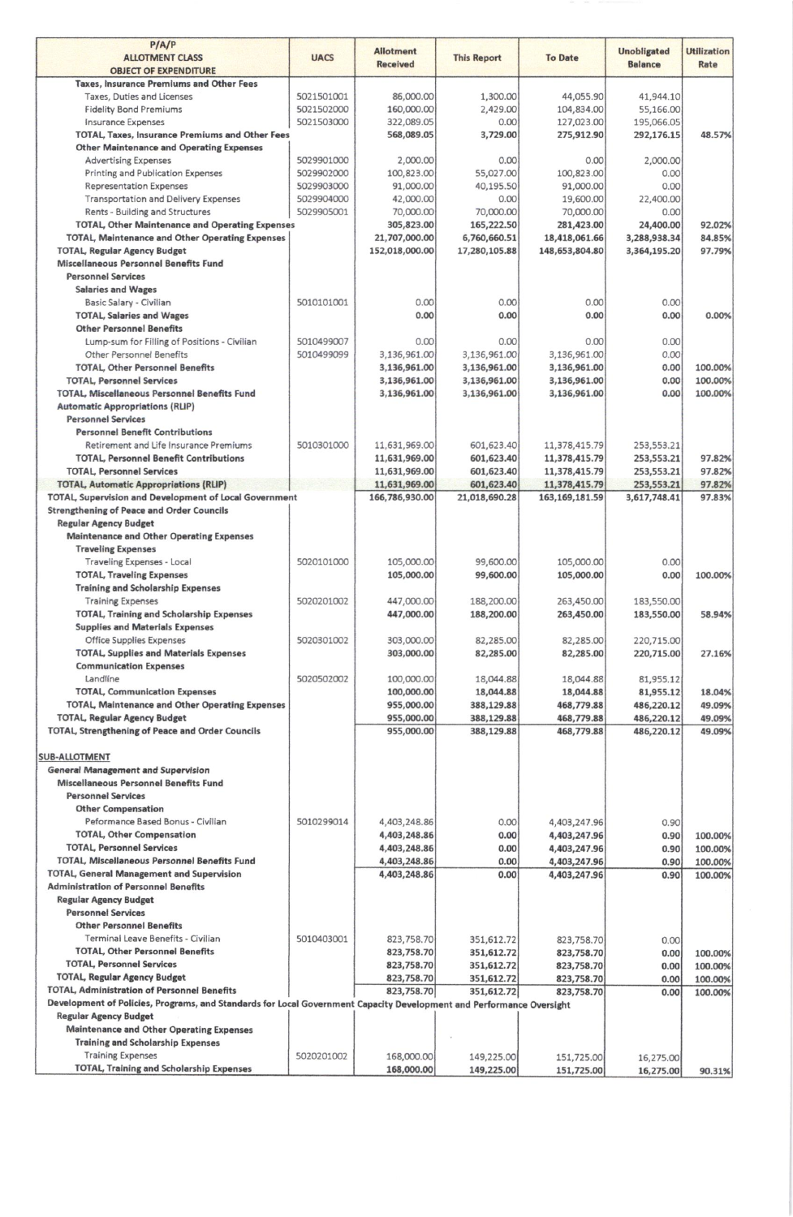| P/A/P<br>ALLOTMENT CLASS<br>OBJECT OF EXPENDITURE | UACS | Allotment Received | This Report | To Date | Unobligated Balance | Utilization Rate |
|---|---|---|---|---|---|---|
| **Taxes, Insurance Premiums and Other Fees** | | | | | | |
| Taxes, Duties and Licenses | 5021501001 | 86,000.00 | 1,300.00 | 44,055.90 | 41,944.10 | |
| Fidelity Bond Premiums | 5021502000 | 160,000.00 | 2,429.00 | 104,834.00 | 55,166.00 | |
| Insurance Expenses | 5021503000 | 322,089.05 | 0.00 | 127,023.00 | 195,066.05 | |
| **TOTAL, Taxes, Insurance Premiums and Other Fees** | | **568,089.05** | **3,729.00** | **275,912.90** | **292,176.15** | **48.57%** |
| **Other Maintenance and Operating Expenses** | | | | | | |
| Advertising Expenses | 5029901000 | 2,000.00 | 0.00 | 0.00 | 2,000.00 | |
| Printing and Publication Expenses | 5029902000 | 100,823.00 | 55,027.00 | 100,823.00 | 0.00 | |
| Representation Expenses | 5029903000 | 91,000.00 | 40,195.50 | 91,000.00 | 0.00 | |
| Transportation and Delivery Expenses | 5029904000 | 42,000.00 | 0.00 | 19,600.00 | 22,400.00 | |
| Rents - Building and Structures | 5029905001 | 70,000.00 | 70,000.00 | 70,000.00 | 0.00 | |
| **TOTAL, Other Maintenance and Operating Expenses** | | **305,823.00** | **165,222.50** | **281,423.00** | **24,400.00** | **92.02%** |
| **TOTAL, Maintenance and Other Operating Expenses** | | **21,707,000.00** | **6,760,660.51** | **18,418,061.66** | **3,288,938.34** | **84.85%** |
| **TOTAL, Regular Agency Budget** | | **152,018,000.00** | **17,280,105.88** | **148,653,804.80** | **3,364,195.20** | **97.79%** |
| **Miscellaneous Personnel Benefits Fund** | | | | | | |
| **Personnel Services** | | | | | | |
| **Salaries and Wages** | | | | | | |
| Basic Salary - Civilian | 5010101001 | 0.00 | 0.00 | 0.00 | 0.00 | |
| **TOTAL, Salaries and Wages** | | **0.00** | **0.00** | **0.00** | **0.00** | **0.00%** |
| **Other Personnel Benefits** | | | | | | |
| Lump-sum for Filling of Positions - Civilian | 5010499007 | 0.00 | 0.00 | 0.00 | 0.00 | |
| Other Personnel Benefits | 5010499099 | 3,136,961.00 | 3,136,961.00 | 3,136,961.00 | 0.00 | |
| **TOTAL, Other Personnel Benefits** | | **3,136,961.00** | **3,136,961.00** | **3,136,961.00** | **0.00** | **100.00%** |
| **TOTAL, Personnel Services** | | **3,136,961.00** | **3,136,961.00** | **3,136,961.00** | **0.00** | **100.00%** |
| **TOTAL, Miscellaneous Personnel Benefits Fund** | | **3,136,961.00** | **3,136,961.00** | **3,136,961.00** | **0.00** | **100.00%** |
| **Automatic Appropriations (RLIP)** | | | | | | |
| **Personnel Services** | | | | | | |
| **Personnel Benefit Contributions** | | | | | | |
| Retirement and Life Insurance Premiums | 5010301000 | 11,631,969.00 | 601,623.40 | 11,378,415.79 | 253,553.21 | |
| **TOTAL, Personnel Benefit Contributions** | | **11,631,969.00** | **601,623.40** | **11,378,415.79** | **253,553.21** | **97.82%** |
| **TOTAL, Personnel Services** | | **11,631,969.00** | **601,623.40** | **11,378,415.79** | **253,553.21** | **97.82%** |
| **TOTAL, Automatic Appropriations (RLIP)** | | **11,631,969.00** | **601,623.40** | **11,378,415.79** | **253,553.21** | **97.82%** |
| **TOTAL, Supervision and Development of Local Government** | | **166,786,930.00** | **21,018,690.28** | **163,169,181.59** | **3,617,748.41** | **97.83%** |
| **Strengthening of Peace and Order Councils** | | | | | | |
| **Regular Agency Budget** | | | | | | |
| **Maintenance and Other Operating Expenses** | | | | | | |
| **Traveling Expenses** | | | | | | |
| Traveling Expenses - Local | 5020101000 | 105,000.00 | 99,600.00 | 105,000.00 | 0.00 | |
| **TOTAL, Traveling Expenses** | | **105,000.00** | **99,600.00** | **105,000.00** | **0.00** | **100.00%** |
| **Training and Scholarship Expenses** | | | | | | |
| Training Expenses | 5020201002 | 447,000.00 | 188,200.00 | 263,450.00 | 183,550.00 | |
| **TOTAL, Training and Scholarship Expenses** | | **447,000.00** | **188,200.00** | **263,450.00** | **183,550.00** | **58.94%** |
| **Supplies and Materials Expenses** | | | | | | |
| Office Supplies Expenses | 5020301002 | 303,000.00 | 82,285.00 | 82,285.00 | 220,715.00 | |
| **TOTAL, Supplies and Materials Expenses** | | **303,000.00** | **82,285.00** | **82,285.00** | **220,715.00** | **27.16%** |
| **Communication Expenses** | | | | | | |
| Landline | 5020502002 | 100,000.00 | 18,044.88 | 18,044.88 | 81,955.12 | |
| **TOTAL, Communication Expenses** | | **100,000.00** | **18,044.88** | **18,044.88** | **81,955.12** | **18.04%** |
| **TOTAL, Maintenance and Other Operating Expenses** | | **955,000.00** | **388,129.88** | **468,779.88** | **486,220.12** | **49.09%** |
| **TOTAL, Regular Agency Budget** | | **955,000.00** | **388,129.88** | **468,779.88** | **486,220.12** | **49.09%** |
| **TOTAL, Strengthening of Peace and Order Councils** | | **955,000.00** | **388,129.88** | **468,779.88** | **486,220.12** | **49.09%** |
| **SUB-ALLOTMENT** | | | | | | |
| ***General Management and Supervision*** | | | | | | |
| **Miscellaneous Personnel Benefits Fund** | | | | | | |
| **Personnel Services** | | | | | | |
| **Other Compensation** | | | | | | |
| Peformance Based Bonus - Civilian | 5010299014 | 4,403,248.86 | 0.00 | 4,403,247.96 | 0.90 | |
| **TOTAL, Other Compensation** | | **4,403,248.86** | **0.00** | **4,403,247.96** | **0.90** | **100.00%** |
| **TOTAL, Personnel Services** | | **4,403,248.86** | **0.00** | **4,403,247.96** | **0.90** | **100.00%** |
| **TOTAL, Miscellaneous Personnel Benefits Fund** | | **4,403,248.86** | **0.00** | **4,403,247.96** | **0.90** | **100.00%** |
| **TOTAL, General Management and Supervision** | | **4,403,248.86** | **0.00** | **4,403,247.96** | **0.90** | **100.00%** |
| **Administration of Personnel Benefits** | | | | | | |
| **Regular Agency Budget** | | | | | | |
| **Personnel Services** | | | | | | |
| **Other Personnel Benefits** | | | | | | |
| Terminal Leave Benefits - Civilian | 5010403001 | 823,758.70 | 351,612.72 | 823,758.70 | 0.00 | |
| **TOTAL, Other Personnel Benefits** | | **823,758.70** | **351,612.72** | **823,758.70** | **0.00** | **100.00%** |
| **TOTAL, Personnel Services** | | **823,758.70** | **351,612.72** | **823,758.70** | **0.00** | **100.00%** |
| **TOTAL, Regular Agency Budget** | | **823,758.70** | **351,612.72** | **823,758.70** | **0.00** | **100.00%** |
| **TOTAL, Administration of Personnel Benefits** | | **823,758.70** | **351,612.72** | **823,758.70** | **0.00** | **100.00%** |
| **Development of Policies, Programs, and Standards for Local Government Capacity Development and Performance Oversight** | | | | | | |
| **Regular Agency Budget** | | | | | | |
| **Maintenance and Other Operating Expenses** | | | | | | |
| **Training and Scholarship Expenses** | | | | | | |
| Training Expenses | 5020201002 | 168,000.00 | 149,225.00 | 151,725.00 | 16,275.00 | |
| **TOTAL, Training and Scholarship Expenses** | | **168,000.00** | **149,225.00** | **151,725.00** | **16,275.00** | **90.31%** |